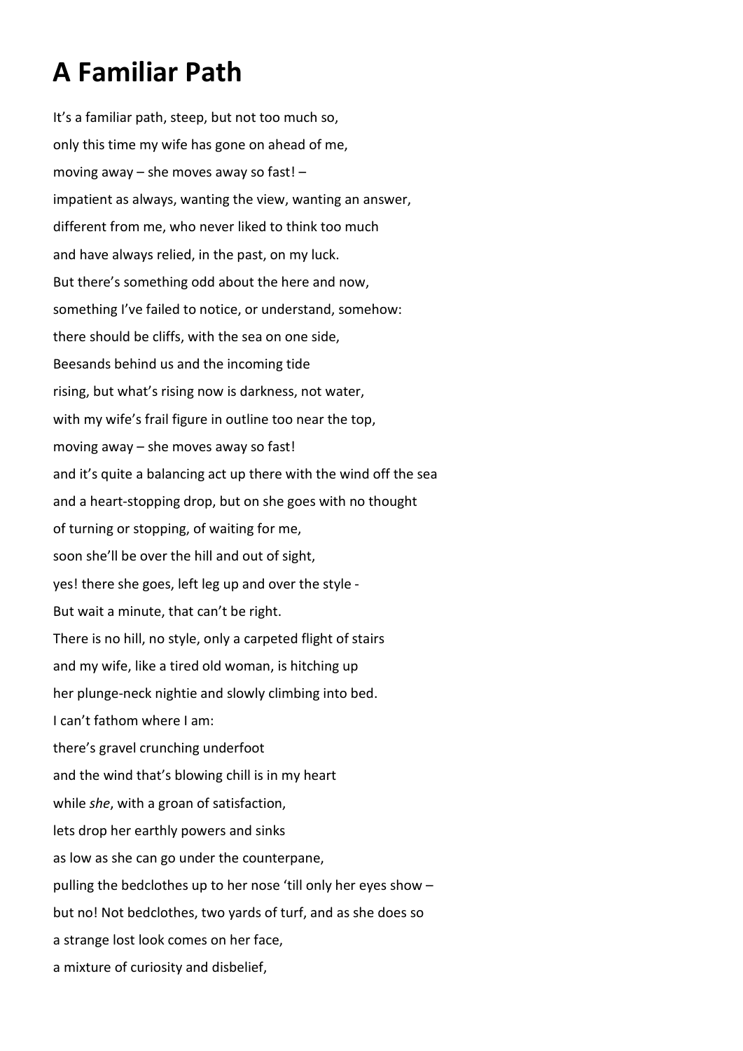# A Familiar Path

It's a familiar path, steep, but not too much so,  
only this time my wife has gone on ahead of me,  
moving away – she moves away so fast! –  
impatient as always, wanting the view, wanting an answer,  
different from me, who never liked to think too much  
and have always relied, in the past, on my luck.  
But there's something odd about the here and now,  
something I've failed to notice, or understand, somehow:  
there should be cliffs, with the sea on one side,  
Beesands behind us and the incoming tide  
rising, but what's rising now is darkness, not water,  
with my wife's frail figure in outline too near the top,  
moving away – she moves away so fast!  
and it's quite a balancing act up there with the wind off the sea  
and a heart-stopping drop, but on she goes with no thought  
of turning or stopping, of waiting for me,  
soon she'll be over the hill and out of sight,  
yes! there she goes, left leg up and over the style -  
But wait a minute, that can't be right.  
There is no hill, no style, only a carpeted flight of stairs  
and my wife, like a tired old woman, is hitching up  
her plunge-neck nightie and slowly climbing into bed.  
I can't fathom where I am:  
there's gravel crunching underfoot  
and the wind that's blowing chill is in my heart  
while *she*, with a groan of satisfaction,  
lets drop her earthly powers and sinks  
as low as she can go under the counterpane,  
pulling the bedclothes up to her nose 'till only her eyes show –  
but no! Not bedclothes, two yards of turf, and as she does so  
a strange lost look comes on her face,  
a mixture of curiosity and disbelief,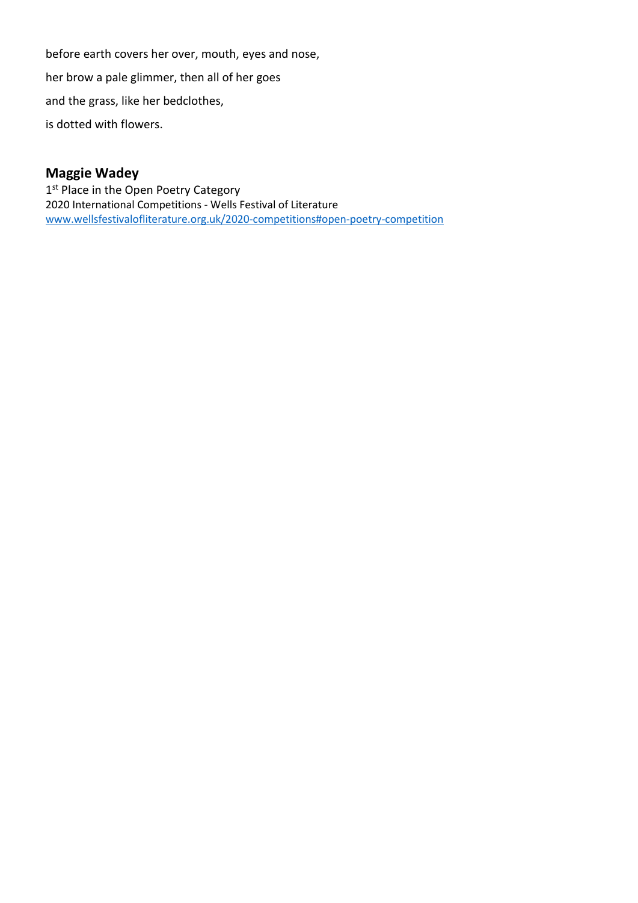before earth covers her over, mouth, eyes and nose,

her brow a pale glimmer, then all of her goes

and the grass, like her bedclothes,

is dotted with flowers.

**Maggie Wadey**
1st Place in the Open Poetry Category
2020 International Competitions - Wells Festival of Literature
www.wellsfestivalofliterature.org.uk/2020-competitions#open-poetry-competition